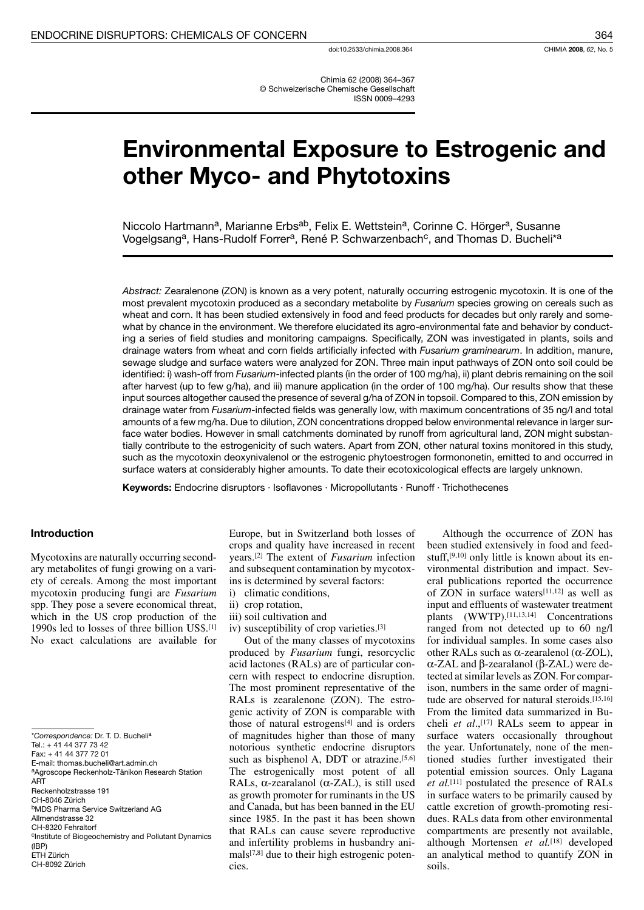doi:10.2533/chimia.2008.364

Chimia 62 (2008) 364–367
© Schweizerische Chemische Gesellschaft
ISSN 0009–4293

# Environmental Exposure to Estrogenic and other Myco- and Phytotoxins

Niccolo Hartmann[a], Marianne Erbs[ab], Felix E. Wettstein[a], Corinne C. Hörger[a], Susanne Vogelgsang[a], Hans-Rudolf Forrer[a], René P. Schwarzenbach[c], and Thomas D. Bucheli*[a]

*Abstract:* Zearalenone (ZON) is known as a very potent, naturally occurring estrogenic mycotoxin. It is one of the most prevalent mycotoxin produced as a secondary metabolite by *Fusarium* species growing on cereals such as wheat and corn. It has been studied extensively in food and feed products for decades but only rarely and somewhat by chance in the environment. We therefore elucidated its agro-environmental fate and behavior by conducting a series of field studies and monitoring campaigns. Specifically, ZON was investigated in plants, soils and drainage waters from wheat and corn fields artificially infected with *Fusarium graminearum*. In addition, manure, sewage sludge and surface waters were analyzed for ZON. Three main input pathways of ZON onto soil could be identified: i) wash-off from *Fusarium*-infected plants (in the order of 100 mg/ha), ii) plant debris remaining on the soil after harvest (up to few g/ha), and iii) manure application (in the order of 100 mg/ha). Our results show that these input sources altogether caused the presence of several g/ha of ZON in topsoil. Compared to this, ZON emission by drainage water from *Fusarium*-infected fields was generally low, with maximum concentrations of 35 ng/l and total amounts of a few mg/ha. Due to dilution, ZON concentrations dropped below environmental relevance in larger surface water bodies. However in small catchments dominated by runoff from agricultural land, ZON might substantially contribute to the estrogenicity of such waters. Apart from ZON, other natural toxins monitored in this study, such as the mycotoxin deoxynivalenol or the estrogenic phytoestrogen formononetin, emitted to and occurred in surface waters at considerably higher amounts. To date their ecotoxicological effects are largely unknown.

**Keywords:** Endocrine disruptors · Isoflavones · Micropollutants · Runoff · Trichothecenes

## Introduction

Mycotoxins are naturally occurring secondary metabolites of fungi growing on a variety of cereals. Among the most important mycotoxin producing fungi are *Fusarium* spp. They pose a severe economical threat, which in the US crop production of the 1990s led to losses of three billion US$.[1] No exact calculations are available for Europe, but in Switzerland both losses of crops and quality have increased in recent years.[2] The extent of *Fusarium* infection and subsequent contamination by mycotoxins is determined by several factors:

i) climatic conditions,
ii) crop rotation,
iii) soil cultivation and
iv) susceptibility of crop varieties.[3]

Out of the many classes of mycotoxins produced by *Fusarium* fungi, resorcyclic acid lactones (RALs) are of particular concern with respect to endocrine disruption. The most prominent representative of the RALs is zearalenone (ZON). The estrogenic activity of ZON is comparable with those of natural estrogens[4] and is orders of magnitudes higher than those of many notorious synthetic endocrine disruptors such as bisphenol A, DDT or atrazine.[5,6] The estrogenically most potent of all RALs, α-zearalanol (α-ZAL), is still used as growth promoter for ruminants in the US and Canada, but has been banned in the EU since 1985. In the past it has been shown that RALs can cause severe reproductive and infertility problems in husbandry animals[7,8] due to their high estrogenic potencies.

Although the occurrence of ZON has been studied extensively in food and feedstuff,[9,10] only little is known about its environmental distribution and impact. Several publications reported the occurrence of ZON in surface waters[11,12] as well as input and effluents of wastewater treatment plants (WWTP).[11,13,14] Concentrations ranged from not detected up to 60 ng/l for individual samples. In some cases also other RALs such as α-zearalenol (α-ZOL), α-ZAL and β-zearalanol (β-ZAL) were detected at similar levels as ZON. For comparison, numbers in the same order of magnitude are observed for natural steroids.[15,16] From the limited data summarized in Bucheli *et al*.,[17] RALs seem to appear in surface waters occasionally throughout the year. Unfortunately, none of the mentioned studies further investigated their potential emission sources. Only Lagana *et al.*[11] postulated the presence of RALs in surface waters to be primarily caused by cattle excretion of growth-promoting residues. RALs data from other environmental compartments are presently not available, although Mortensen *et al.*[18] developed an analytical method to quantify ZON in soils.

*Correspondence: Dr. T. D. Bucheli[a]
Tel.: + 41 44 377 73 42
Fax: + 41 44 377 72 01
E-mail: thomas.bucheli@art.admin.ch
[a]Agroscope Reckenholz-Tänikon Research Station ART
Reckenholzstrasse 191
CH-8046 Zürich
[b]MDS Pharma Service Switzerland AG
Allmendstrasse 32
CH-8320 Fehraltorf
[c]Institute of Biogeochemistry and Pollutant Dynamics (IBP)
ETH Zürich
CH-8092 Zürich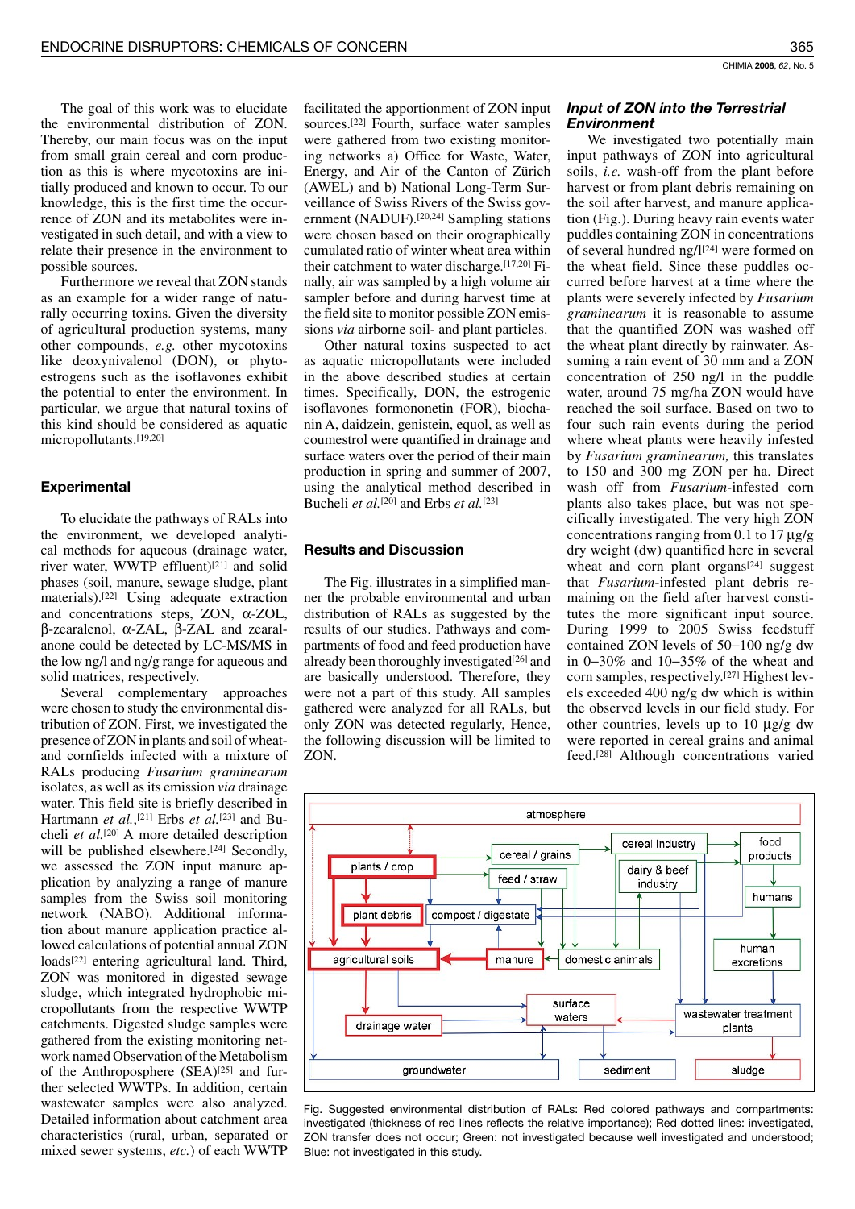The goal of this work was to elucidate the environmental distribution of ZON. Thereby, our main focus was on the input from small grain cereal and corn production as this is where mycotoxins are initially produced and known to occur. To our knowledge, this is the first time the occurrence of ZON and its metabolites were investigated in such detail, and with a view to relate their presence in the environment to possible sources.

Furthermore we reveal that ZON stands as an example for a wider range of naturally occurring toxins. Given the diversity of agricultural production systems, many other compounds, *e.g.* other mycotoxins like deoxynivalenol (DON), or phytoestrogens such as the isoflavones exhibit the potential to enter the environment. In particular, we argue that natural toxins of this kind should be considered as aquatic micropollutants.[19,20]

## Experimental

To elucidate the pathways of RALs into the environment, we developed analytical methods for aqueous (drainage water, river water, WWTP effluent)[21] and solid phases (soil, manure, sewage sludge, plant materials).[22] Using adequate extraction and concentrations steps, ZON, α-ZOL, β-zearalenol, α-ZAL, β-ZAL and zearalanone could be detected by LC-MS/MS in the low ng/l and ng/g range for aqueous and solid matrices, respectively.

Several complementary approaches were chosen to study the environmental distribution of ZON. First, we investigated the presence of ZON in plants and soil of wheat- and cornfields infected with a mixture of RALs producing *Fusarium graminearum* isolates, as well as its emission *via* drainage water. This field site is briefly described in Hartmann *et al.*,[21] Erbs *et al.*[23] and Bucheli *et al.*[20] A more detailed description will be published elsewhere.[24] Secondly, we assessed the ZON input manure application by analyzing a range of manure samples from the Swiss soil monitoring network (NABO). Additional information about manure application practice allowed calculations of potential annual ZON loads[22] entering agricultural land. Third, ZON was monitored in digested sewage sludge, which integrated hydrophobic micropollutants from the respective WWTP catchments. Digested sludge samples were gathered from the existing monitoring network named Observation of the Metabolism of the Anthroposphere (SEA)[25] and further selected WWTPs. In addition, certain wastewater samples were also analyzed. Detailed information about catchment area characteristics (rural, urban, separated or mixed sewer systems, *etc.*) of each WWTP facilitated the apportionment of ZON input sources.[22] Fourth, surface water samples were gathered from two existing monitoring networks a) Office for Waste, Water, Energy, and Air of the Canton of Zürich (AWEL) and b) National Long-Term Surveillance of Swiss Rivers of the Swiss government (NADUF).[20,24] Sampling stations were chosen based on their orographically cumulated ratio of winter wheat area within their catchment to water discharge.[17,20] Finally, air was sampled by a high volume air sampler before and during harvest time at the field site to monitor possible ZON emissions *via* airborne soil- and plant particles.

Other natural toxins suspected to act as aquatic micropollutants were included in the above described studies at certain times. Specifically, DON, the estrogenic isoflavones formononetin (FOR), biochanin A, daidzein, genistein, equol, as well as coumestrol were quantified in drainage and surface waters over the period of their main production in spring and summer of 2007, using the analytical method described in Bucheli *et al.*[20] and Erbs *et al.*[23]

## Results and Discussion

The Fig. illustrates in a simplified manner the probable environmental and urban distribution of RALs as suggested by the results of our studies. Pathways and compartments of food and feed production have already been thoroughly investigated[26] and are basically understood. Therefore, they were not a part of this study. All samples gathered were analyzed for all RALs, but only ZON was detected regularly, Hence, the following discussion will be limited to ZON.

### *Input of ZON into the Terrestrial Environment*

We investigated two potentially main input pathways of ZON into agricultural soils, *i.e.* wash-off from the plant before harvest or from plant debris remaining on the soil after harvest, and manure application (Fig.). During heavy rain events water puddles containing ZON in concentrations of several hundred ng/l[24] were formed on the wheat field. Since these puddles occurred before harvest at a time where the plants were severely infected by *Fusarium graminearum* it is reasonable to assume that the quantified ZON was washed off the wheat plant directly by rainwater. Assuming a rain event of 30 mm and a ZON concentration of 250 ng/l in the puddle water, around 75 mg/ha ZON would have reached the soil surface. Based on two to four such rain events during the period where wheat plants were heavily infested by *Fusarium graminearum,* this translates to 150 and 300 mg ZON per ha. Direct wash off from *Fusarium*-infested corn plants also takes place, but was not specifically investigated. The very high ZON concentrations ranging from 0.1 to 17 µg/g dry weight (dw) quantified here in several wheat and corn plant organs[24] suggest that *Fusarium*-infested plant debris remaining on the field after harvest constitutes the more significant input source. During 1999 to 2005 Swiss feedstuff contained ZON levels of 50–100 ng/g dw in 0–30% and 10–35% of the wheat and corn samples, respectively.[27] Highest levels exceeded 400 ng/g dw which is within the observed levels in our field study. For other countries, levels up to 10 µg/g dw were reported in cereal grains and animal feed.[28] Although concentrations varied

Fig. Suggested environmental distribution of RALs: Red colored pathways and compartments: investigated (thickness of red lines reflects the relative importance); Red dotted lines: investigated, ZON transfer does not occur; Green: not investigated because well investigated and understood; Blue: not investigated in this study.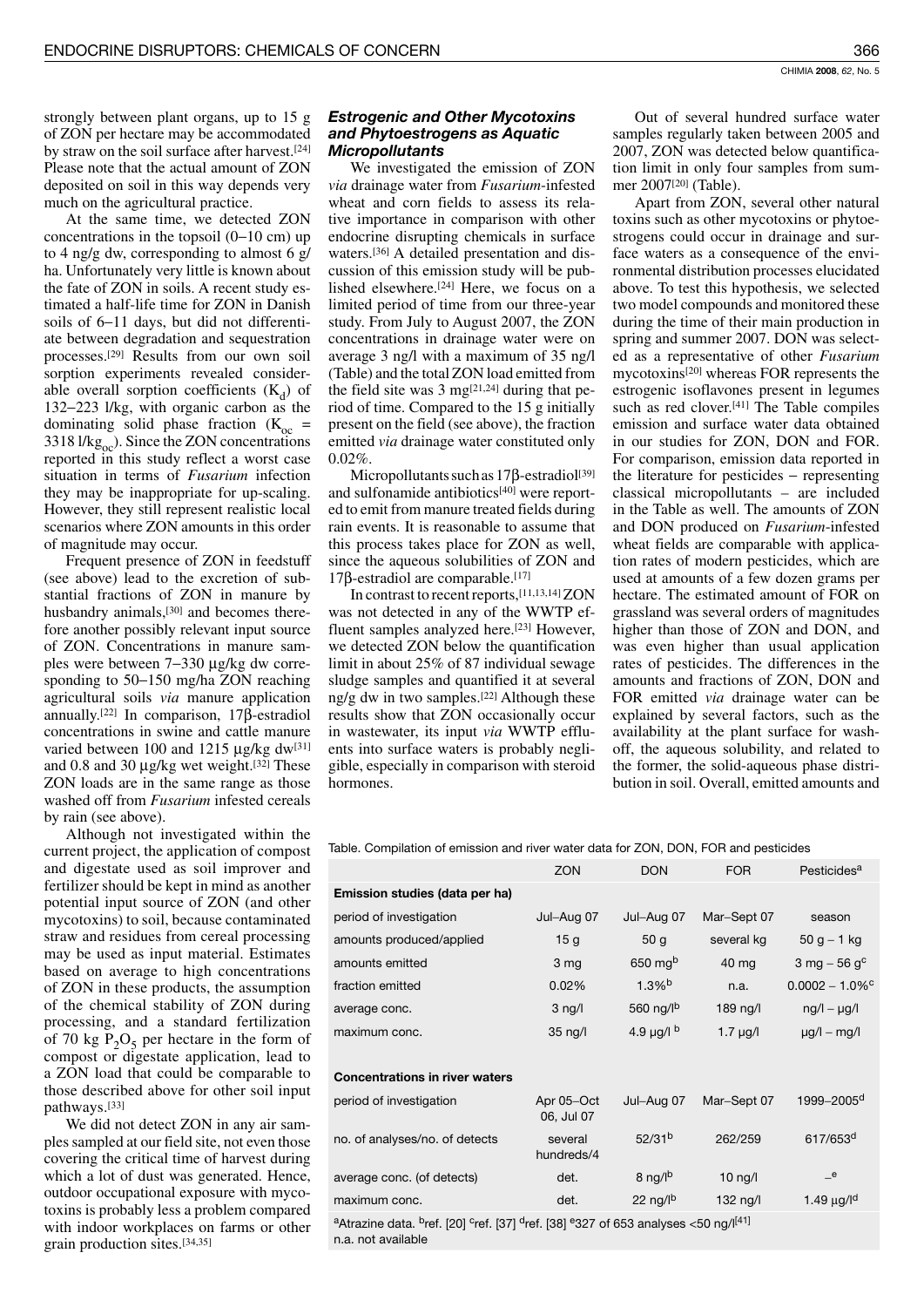strongly between plant organs, up to 15 g of ZON per hectare may be accommodated by straw on the soil surface after harvest.[24] Please note that the actual amount of ZON deposited on soil in this way depends very much on the agricultural practice.

At the same time, we detected ZON concentrations in the topsoil (0–10 cm) up to 4 ng/g dw, corresponding to almost 6 g/ha. Unfortunately very little is known about the fate of ZON in soils. A recent study estimated a half-life time for ZON in Danish soils of 6–11 days, but did not differentiate between degradation and sequestration processes.[29] Results from our own soil sorption experiments revealed considerable overall sorption coefficients ($K_d$) of 132–223 l/kg, with organic carbon as the dominating solid phase fraction ($K_{oc}$ = 3318 l/$kg_{oc}$). Since the ZON concentrations reported in this study reflect a worst case situation in terms of *Fusarium* infection they may be inappropriate for up-scaling. However, they still represent realistic local scenarios where ZON amounts in this order of magnitude may occur.

Frequent presence of ZON in feedstuff (see above) lead to the excretion of substantial fractions of ZON in manure by husbandry animals,[30] and becomes therefore another possibly relevant input source of ZON. Concentrations in manure samples were between 7–330 µg/kg dw corresponding to 50–150 mg/ha ZON reaching agricultural soils *via* manure application annually.[22] In comparison, 17β-estradiol concentrations in swine and cattle manure varied between 100 and 1215 µg/kg dw[31] and 0.8 and 30 µg/kg wet weight.[32] These ZON loads are in the same range as those washed off from *Fusarium* infested cereals by rain (see above).

Although not investigated within the current project, the application of compost and digestate used as soil improver and fertilizer should be kept in mind as another potential input source of ZON (and other mycotoxins) to soil, because contaminated straw and residues from cereal processing may be used as input material. Estimates based on average to high concentrations of ZON in these products, the assumption of the chemical stability of ZON during processing, and a standard fertilization of 70 kg $P_2O_5$ per hectare in the form of compost or digestate application, lead to a ZON load that could be comparable to those described above for other soil input pathways.[33]

We did not detect ZON in any air samples sampled at our field site, not even those covering the critical time of harvest during which a lot of dust was generated. Hence, outdoor occupational exposure with mycotoxins is probably less a problem compared with indoor workplaces on farms or other grain production sites.[34,35]

### *Estrogenic and Other Mycotoxins and Phytoestrogens as Aquatic Micropollutants*

We investigated the emission of ZON *via* drainage water from *Fusarium*-infested wheat and corn fields to assess its relative importance in comparison with other endocrine disrupting chemicals in surface waters.[36] A detailed presentation and discussion of this emission study will be published elsewhere.[24] Here, we focus on a limited period of time from our three-year study. From July to August 2007, the ZON concentrations in drainage water were on average 3 ng/l with a maximum of 35 ng/l (Table) and the total ZON load emitted from the field site was 3 mg[21,24] during that period of time. Compared to the 15 g initially present on the field (see above), the fraction emitted *via* drainage water constituted only 0.02%.

Micropollutants such as 17β-estradiol[39] and sulfonamide antibiotics[40] were reported to emit from manure treated fields during rain events. It is reasonable to assume that this process takes place for ZON as well, since the aqueous solubilities of ZON and 17β-estradiol are comparable.[17]

In contrast to recent reports,[11,13,14] ZON was not detected in any of the WWTP effluent samples analyzed here.[23] However, we detected ZON below the quantification limit in about 25% of 87 individual sewage sludge samples and quantified it at several ng/g dw in two samples.[22] Although these results show that ZON occasionally occur in wastewater, its input *via* WWTP effluents into surface waters is probably negligible, especially in comparison with steroid hormones.

Out of several hundred surface water samples regularly taken between 2005 and 2007, ZON was detected below quantification limit in only four samples from summer 2007[20] (Table).

Apart from ZON, several other natural toxins such as other mycotoxins or phytoestrogens could occur in drainage and surface waters as a consequence of the environmental distribution processes elucidated above. To test this hypothesis, we selected two model compounds and monitored these during the time of their main production in spring and summer 2007. DON was selected as a representative of other *Fusarium* mycotoxins[20] whereas FOR represents the estrogenic isoflavones present in legumes such as red clover.[41] The Table compiles emission and surface water data obtained in our studies for ZON, DON and FOR. For comparison, emission data reported in the literature for pesticides – representing classical micropollutants – are included in the Table as well. The amounts of ZON and DON produced on *Fusarium*-infested wheat fields are comparable with application rates of modern pesticides, which are used at amounts of a few dozen grams per hectare. The estimated amount of FOR on grassland was several orders of magnitudes higher than those of ZON and DON, and was even higher than usual application rates of pesticides. The differences in the amounts and fractions of ZON, DON and FOR emitted *via* drainage water can be explained by several factors, such as the availability at the plant surface for wash-off, the aqueous solubility, and related to the former, the solid-aqueous phase distribution in soil. Overall, emitted amounts and

Table. Compilation of emission and river water data for ZON, DON, FOR and pesticides

| | ZON | DON | FOR | Pesticides[a] |
|---|---|---|---|---|
| **Emission studies (data per ha)** | | | | |
| period of investigation | Jul–Aug 07 | Jul–Aug 07 | Mar–Sept 07 | season |
| amounts produced/applied | 15 g | 50 g | several kg | 50 g – 1 kg |
| amounts emitted | 3 mg | 650 mg[b] | 40 mg | 3 mg – 56 g[c] |
| fraction emitted | 0.02% | 1.3%[b] | n.a. | 0.0002 – 1.0%[c] |
| average conc. | 3 ng/l | 560 ng/l[b] | 189 ng/l | ng/l – µg/l |
| maximum conc. | 35 ng/l | 4.9 µg/l [b] | 1.7 µg/l | µg/l – mg/l |
| **Concentrations in river waters** | | | | |
| period of investigation | Apr 05–Oct 06, Jul 07 | Jul–Aug 07 | Mar–Sept 07 | 1999–2005[d] |
| no. of analyses/no. of detects | several hundreds/4 | 52/31[b] | 262/259 | 617/653[d] |
| average conc. (of detects) | det. | 8 ng/l[b] | 10 ng/l | –[e] |
| maximum conc. | det. | 22 ng/l[b] | 132 ng/l | 1.49 µg/l[d] |

[a]Atrazine data. [b]ref. [20] [c]ref. [37] [d]ref. [38] [e]327 of 653 analyses <50 ng/l[41]
n.a. not available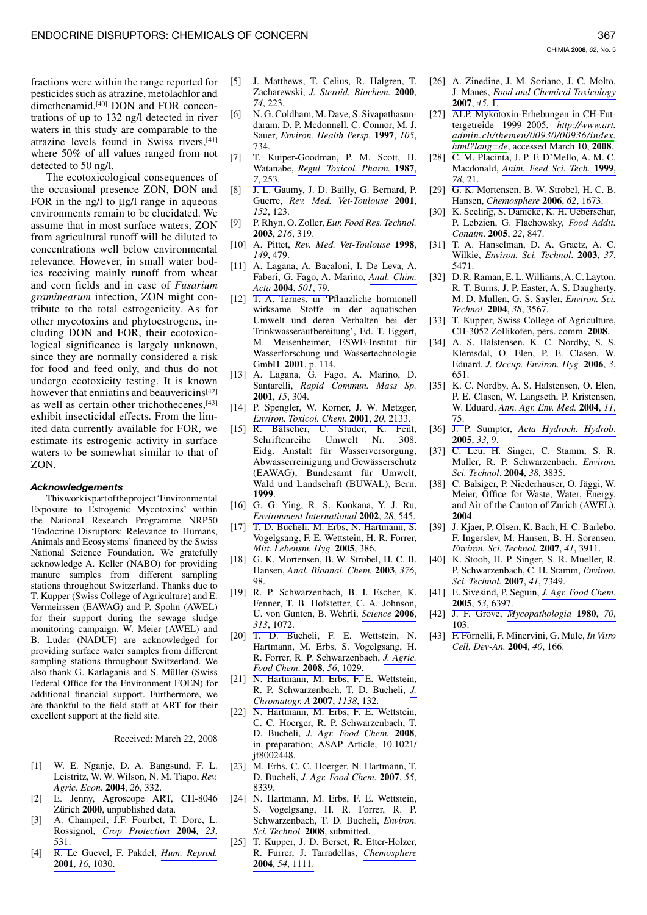fractions were within the range reported for pesticides such as atrazine, metolachlor and dimethenamid.[40] DON and FOR concentrations of up to 132 ng/l detected in river waters in this study are comparable to the atrazine levels found in Swiss rivers,[41] where 50% of all values ranged from not detected to 50 ng/l.

The ecotoxicological consequences of the occasional presence ZON, DON and FOR in the ng/l to μg/l range in aqueous environments remain to be elucidated. We assume that in most surface waters, ZON from agricultural runoff will be diluted to concentrations well below environmental relevance. However, in small water bodies receiving mainly runoff from wheat and corn fields and in case of *Fusarium graminearum* infection, ZON might contribute to the total estrogenicity. As for other mycotoxins and phytoestrogens, including DON and FOR, their ecotoxicological significance is largely unknown, since they are normally considered a risk for food and feed only, and thus do not undergo ecotoxicity testing. It is known however that enniatins and beauvericins[42] as well as certain other trichothecenes,[43] exhibit insecticidal effects. From the limited data currently available for FOR, we estimate its estrogenic activity in surface waters to be somewhat similar to that of ZON.

#### Acknowledgements

This work is part of the project 'Environmental Exposure to Estrogenic Mycotoxins' within the National Research Programme NRP50 'Endocrine Disruptors: Relevance to Humans, Animals and Ecosystems' financed by the Swiss National Science Foundation. We gratefully acknowledge A. Keller (NABO) for providing manure samples from different sampling stations throughout Switzerland. Thanks due to T. Kupper (Swiss College of Agriculture) and E. Vermeirssen (EAWAG) and P. Spohn (AWEL) for their support during the sewage sludge monitoring campaign. W. Meier (AWEL) and B. Luder (NADUF) are acknowledged for providing surface water samples from different sampling stations throughout Switzerland. We also thank G. Karlaganis and S. Müller (Swiss Federal Office for the Environment FOEN) for additional financial support. Furthermore, we are thankful to the field staff at ART for their excellent support at the field site.

Received: March 22, 2008

[1] W. E. Nganje, D. A. Bangsund, F. L. Leistritz, W. W. Wilson, N. M. Tiapo, *Rev. Agric. Econ.* **2004**, *26*, 332.

[2] E. Jenny, Agroscope ART, CH-8046 Zürich **2000**, unpublished data.

[3] A. Champeil, J.F. Fourbet, T. Dore, L. Rossignol, *Crop Protection* **2004**, *23*, 531.

[4] R. Le Guevel, F. Pakdel, *Hum. Reprod.* **2001**, *16*, 1030.

[5] J. Matthews, T. Celius, R. Halgren, T. Zacharewski, *J. Steroid. Biochem.* **2000**, *74*, 223.

[6] N. G. Coldham, M. Dave, S. Sivapathasundaram, D. P. Mcdonnell, C. Connor, M. J. Sauer, *Environ. Health Persp.* **1997**, *105*, 734.

[7] T. Kuiper-Goodman, P. M. Scott, H. Watanabe, *Regul. Toxicol. Pharm.* **1987**, *7*, 253.

[8] J. L. Gaumy, J. D. Bailly, G. Bernard, P. Guerre, *Rev. Med. Vet-Toulouse* **2001**, *152*, 123.

[9] P. Rhyn, O. Zoller, *Eur. Food Res. Technol.* **2003**, *216*, 319.

[10] A. Pittet, *Rev. Med. Vet-Toulouse* **1998**, *149*, 479.

[11] A. Lagana, A. Bacaloni, I. De Leva, A. Faberi, G. Fago, A. Marino, *Anal. Chim. Acta* **2004**, *501*, 79.

[12] T. A. Ternes, in 'Pflanzliche hormonell wirksame Stoffe in der aquatischen Umwelt und deren Verhalten bei der Trinkwasseraufbereitung', Ed. T. Eggert, M. Meisenheimer, ESWE-Institut für Wasserforschung und Wassertechnologie GmbH. **2001**, p. 114.

[13] A. Lagana, G. Fago, A. Marino, D. Santarelli, *Rapid Commun. Mass Sp.* **2001**, *15*, 304.

[14] P. Spengler, W. Korner, J. W. Metzger, *Environ. Toxicol. Chem.* **2001**, *20*, 2133.

[15] R. Bätscher, C. Studer, K. Fent, Schriftenreihe Umwelt Nr. 308. Eidg. Anstalt für Wasserversorgung, Abwasserreinigung und Gewässerschutz (EAWAG), Bundesamt für Umwelt, Wald und Landschaft (BUWAL), Bern. **1999**.

[16] G. G. Ying, R. S. Kookana, Y. J. Ru, *Environment International* **2002**, *28*, 545.

[17] T. D. Bucheli, M. Erbs, N. Hartmann, S. Vogelgsang, F. E. Wettstein, H. R. Forrer, *Mitt. Lebensm. Hyg.* **2005**, 386.

[18] G. K. Mortensen, B. W. Strobel, H. C. B. Hansen, *Anal. Bioanal. Chem.* **2003**, *376*, 98.

[19] R. P. Schwarzenbach, B. I. Escher, K. Fenner, T. B. Hofstetter, C. A. Johnson, U. von Gunten, B. Wehrli, *Science* **2006**, *313*, 1072.

[20] T. D. Bucheli, F. E. Wettstein, N. Hartmann, M. Erbs, S. Vogelgsang, H. R. Forrer, R. P. Schwarzenbach, *J. Agric. Food Chem.* **2008**, *56*, 1029.

[21] N. Hartmann, M. Erbs, F. E. Wettstein, R. P. Schwarzenbach, T. D. Bucheli, *J. Chromatogr. A* **2007**, *1138*, 132.

[22] N. Hartmann, M. Erbs, F. E. Wettstein, C. C. Hoerger, R. P. Schwarzenbach, T. D. Bucheli, *J. Agr. Food Chem.* **2008**, in preparation; ASAP Article, 10.1021/jf8002448.

[23] M. Erbs, C. C. Hoerger, N. Hartmann, T. D. Bucheli, *J. Agr. Food Chem.* **2007**, *55*, 8339.

[24] N. Hartmann, M. Erbs, F. E. Wettstein, S. Vogelgsang, H. R. Forrer, R. P. Schwarzenbach, T. D. Bucheli, *Environ. Sci. Technol.* **2008**, submitted.

[25] T. Kupper, J. D. Berset, R. Etter-Holzer, R. Furrer, J. Tarradellas, *Chemosphere* **2004**, *54*, 1111.

[26] A. Zinedine, J. M. Soriano, J. C. Molto, J. Manes, *Food and Chemical Toxicology* **2007**, *45*, 1.

[27] ALP, Mykotoxin-Erhebungen in CH-Futtergetreide 1999–2005, *http://www.art.admin.ch/themen/00930/00936/index.html?lang=de*, accessed March 10, **2008**.

[28] C. M. Placinta, J. P. F. D'Mello, A. M. C. Macdonald, *Anim. Feed Sci. Tech.* **1999**, *78*, 21.

[29] G. K. Mortensen, B. W. Strobel, H. C. B. Hansen, *Chemosphere* **2006**, *62*, 1673.

[30] K. Seeling, S. Danicke, K. H. Ueberschar, P. Lebzien, G. Flachowsky, *Food Addit. Conatm.* **2005**, *22*, 847.

[31] T. A. Hanselman, D. A. Graetz, A. C. Wilkie, *Environ. Sci. Technol.* **2003**, *37*, 5471.

[32] D. R. Raman, E. L. Williams, A. C. Layton, R. T. Burns, J. P. Easter, A. S. Daugherty, M. D. Mullen, G. S. Sayler, *Environ. Sci. Technol.* **2004**, *38*, 3567.

[33] T. Kupper, Swiss College of Agriculture, CH-3052 Zollikofen, pers. comm. **2008**.

[34] A. S. Halstensen, K. C. Nordby, S. S. Klemsdal, O. Elen, P. E. Clasen, W. Eduard, *J. Occup. Environ. Hyg.* **2006**, *3*, 651.

[35] K. C. Nordby, A. S. Halstensen, O. Elen, P. E. Clasen, W. Langseth, P. Kristensen, W. Eduard, *Ann. Agr. Env. Med.* **2004**, *11*, 75.

[36] J. P. Sumpter, *Acta Hydroch. Hydrob.* **2005**, *33*, 9.

[37] C. Leu, H. Singer, C. Stamm, S. R. Muller, R. P. Schwarzenbach, *Environ. Sci. Technol.* **2004**, *38*, 3835.

[38] C. Balsiger, P. Niederhauser, O. Jäggi, W. Meier, Office for Waste, Water, Energy, and Air of the Canton of Zurich (AWEL), **2004**.

[39] J. Kjaer, P. Olsen, K. Bach, H. C. Barlebo, F. Ingerslev, M. Hansen, B. H. Sorensen, *Environ. Sci. Technol.* **2007**, *41*, 3911.

[40] K. Stoob, H. P. Singer, S. R. Mueller, R. P. Schwarzenbach, C. H. Stamm, *Environ. Sci. Technol.* **2007**, *41*, 7349.

[41] E. Sivesind, P. Seguin, *J. Agr. Food Chem.* **2005**, *53*, 6397.

[42] J. F. Grove, *Mycopathologia* **1980**, *70*, 103.

[43] F. Fornelli, F. Minervini, G. Mule, *In Vitro Cell. Dev-An.* **2004**, *40*, 166.